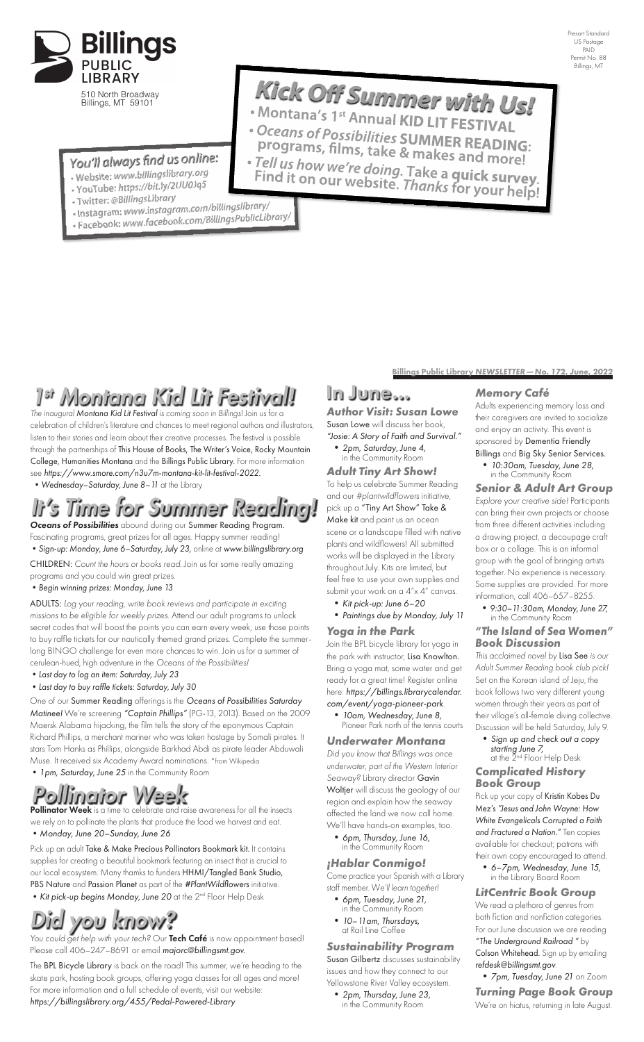**Billings PUBLIC LIBRARY**

510 North Broadway
Billings, MT 59101

Presort Standard
US Postage
PAID
Permit No. 88
Billings, MT

# Kick Off Summer with Us!

- Montana's 1st Annual **KID LIT FESTIVAL**
- *Oceans of Possibilities* **SUMMER READING**: programs, films, take & makes and more!
- *Tell us how we're doing.* Take a **quick survey.** Find it on our website. *Thanks* for your help!

## *You'll always find us online:*

- Website: *www.billingslibrary.org*
- YouTube: *https://bit.ly/2UU0Jq5*
- Twitter: *@BillingsLibrary*
- Instagram: *www.instagram.com/billingslibrary/*
- Facebook: *www.facebook.com/BillingsPublicLibrary/*

**Billings Public Library *NEWSLETTER* — No. 172, June, 2022**

# 1st Montana Kid Lit Festival!

*The inaugural* ***Montana Kid Lit Festival*** *is coming soon in Billings!* Join us for a celebration of children's literature and chances to meet regional authors and illustrators, listen to their stories and learn about their creative processes. The festival is possible through the partnerships of **This House of Books, The Writer's Voice, Rocky Mountain College, Humanities Montana** and the **Billings Public Library.** For more information see *https://www.smore.com/n3u7m-montana-kit-lit-festival-2022*.

- *Wednesday–Saturday, June 8–11* at the Library

# It's Time for Summer Reading!

***Oceans of Possibilities*** abound during our **Summer Reading Program.** Fascinating programs, great prizes for all ages. Happy summer reading!

- *Sign-up: Monday, June 6–Saturday, July 23,* online at *www.billingslibrary.org*

CHILDREN: *Count the hours or books read.* Join us for some really amazing programs and you could win great prizes.

- *Begin winning prizes: Monday, June 13*

ADULTS: *Log your reading, write book reviews and participate in exciting missions to be eligible for weekly prizes.* Attend our adult programs to unlock secret codes that will boost the points you can earn every week; use those points to buy raffle tickets for our nautically themed grand prizes. Complete the summer-long BINGO challenge for even more chances to win. Join us for a summer of cerulean-hued, high adventure in the *Oceans of the Possibilities!*

- *Last day to log an item: Saturday, July 23*
- *Last day to buy raffle tickets: Saturday, July 30*

One of our **Summer Reading** offerings is the *Oceans of Possibilities Saturday Matinee!* We're screening *"Captain Phillips"* (PG-13, 2013). Based on the 2009 Maersk Alabama hijacking, the film tells the story of the eponymous Captain Richard Phillips, a merchant mariner who was taken hostage by Somali pirates. It stars Tom Hanks as Phillips, alongside Barkhad Abdi as pirate leader Abduwali Muse. It received six Academy Award nominations. *from Wikipedia

- *1pm, Saturday, June 25* in the Community Room

# Pollinator Week

**Pollinator Week** is a time to celebrate and raise awareness for all the insects we rely on to pollinate the plants that produce the food we harvest and eat.

- *Monday, June 20–Sunday, June 26*

Pick up an adult **Take & Make Precious Pollinators Bookmark kit.** It contains supplies for creating a beautiful bookmark featuring an insect that is crucial to our local ecosystem. Many thanks to funders **HHMI/Tangled Bank Studio, PBS Nature** and **Passion Planet** as part of the *#PlantWildflowers* initiative.

- *Kit pick-up begins Monday, June 20* at the 2nd Floor Help Desk

# Did you know?

*You could get help with your tech?* Our **Tech Café** is now appointment based! Please call 406–247–8691 or email *majorc@billingsmt.gov.*

The **BPL Bicycle Library** is back on the road! This summer, we're heading to the skate park, hosting book groups, offering yoga classes for all ages and more! For more information and a full schedule of events, visit our website: *https://billingslibrary.org/455/Pedal-Powered-Library*

# In June...

### *Author Visit: Susan Lowe*

Susan Lowe will discuss her book, *"Josie: A Story of Faith and Survival."*

- *2pm, Saturday, June 4,* in the Community Room

### *Adult Tiny Art Show!*

To help us celebrate Summer Reading and our *#plantwildflowers* initiative, pick up a **"Tiny Art Show" Take & Make kit** and paint us an ocean scene or a landscape filled with native plants and wildflowers! All submitted works will be displayed in the Library throughout July. Kits are limited, but feel free to use your own supplies and submit your work on a 4"x 4" canvas.

- *Kit pick-up: June 6–20*
- *Paintings due by Monday, July 11*

### *Yoga in the Park*

Join the BPL bicycle library for yoga in the park with instructor, **Lisa Knowlton.** Bring a yoga mat, some water and get ready for a great time! Register online here: *https://billings.librarycalendar.com/event/yoga-pioneer-park.*

- *10am, Wednesday, June 8,* Pioneer Park north of the tennis courts

### *Underwater Montana*

*Did you know that Billings was once underwater, part of the Western Interior Seaway?* Library director **Gavin Woltjer** will discuss the geology of our region and explain how the seaway affected the land we now call home. We'll have hands-on examples, too.

- *6pm, Thursday, June 16,* in the Community Room

### *¡Hablar Conmigo!*

Come practice your Spanish with a Library staff member. *We'll learn together!*

- *6pm, Tuesday, June 21,* in the Community Room
- *10–11am, Thursdays,* at Rail Line Coffee

### *Sustainability Program*

**Susan Gilbertz** discusses sustainability issues and how they connect to our Yellowstone River Valley ecosystem.

- *2pm, Thursday, June 23,* in the Community Room

### *Memory Café*

Adults experiencing memory loss and their caregivers are invited to socialize and enjoy an activity. This event is sponsored by **Dementia Friendly Billings** and **Big Sky Senior Services.**

- *10:30am, Tuesday, June 28,* in the Community Room

### *Senior & Adult Art Group*

*Explore your creative side!* Participants can bring their own projects or choose from three different activities including a drawing project, a decoupage craft box or a collage. This is an informal group with the goal of bringing artists together. No experience is necessary. Some supplies are provided. For more information, call 406–657–8255.

- *9:30–11:30am, Monday, June 27,* in the Community Room

### *"The Island of Sea Women" Book Discussion*

*This acclaimed novel by* **Lisa See** *is our Adult Summer Reading book club pick!* Set on the Korean island of Jeju, the book follows two very different young women through their years as part of their village's all-female diving collective. Discussion will be held Saturday, July 9.

- *Sign up and check out a copy starting June 7,* at the 2nd Floor Help Desk

### *Complicated History Book Group*

Pick up your copy of **Kristin Kobes Du Mez's** *"Jesus and John Wayne: How White Evangelicals Corrupted a Faith and Fractured a Nation."* Ten copies available for checkout; patrons with their own copy encouraged to attend.

- *6–7pm, Wednesday, June 15,* in the Library Board Room

### *LitCentric Book Group*

We read a plethora of genres from both fiction and nonfiction categories. For our June discussion we are reading *"The Underground Railroad"* by **Colson Whitehead.** Sign up by emailing *refdesk@billingsmt.gov.*

- *7pm, Tuesday, June 21* on Zoom

### *Turning Page Book Group*

We're on hiatus, returning in late August.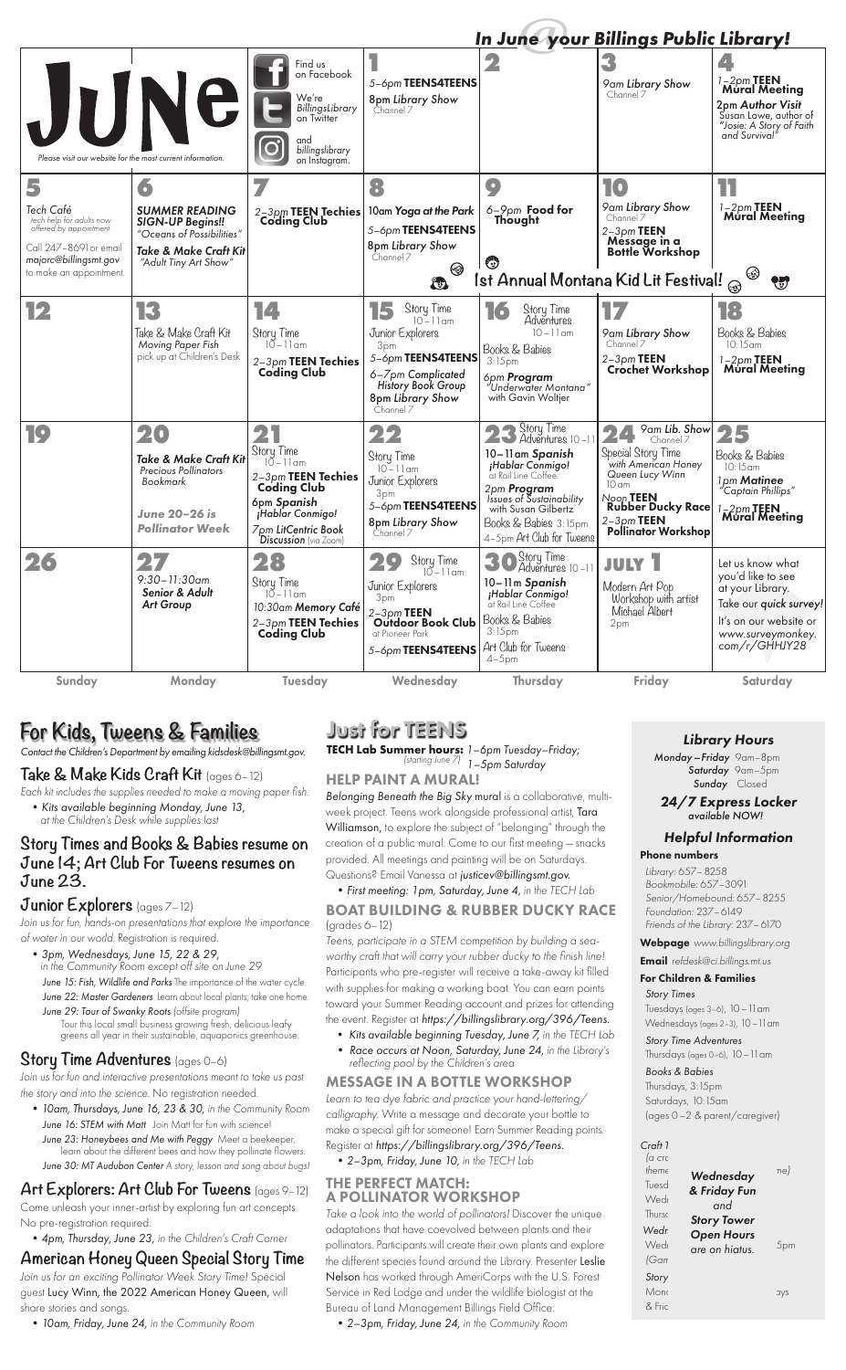# In June @ your Billings Public Library!

# JUNE

*Please visit our website for the most current information.*

Find us on Facebook

We're BillingsLibrary on Twitter

and billingslibrary on Instagram.

| Sunday | Monday | Tuesday | Wednesday | Thursday | Friday | Saturday |
|---|---|---|---|---|---|---|
| | | | **1** 5–6pm **TEENS4TEENS** 8pm *Library Show* Channel 7 | **2** | **3** 9am *Library Show* Channel 7 | **4** 1–2pm **TEEN Mural Meeting** 2pm *Author Visit* Susan Lowe, author of *"Josie: A Story of Faith and Survival"* |
| **5** *Tech Café* tech help for adults now offered by appointment. Call 247-8691 or email majorc@billingsmt.gov to make an appointment. | **6** ***SUMMER READING SIGN-UP Begins!!*** *"Oceans of Possibilities"* ***Take & Make Craft Kit*** *"Adult Tiny Art Show"* | **7** 2–3pm **TEEN Techies Coding Club** | **8** 10am *Yoga at the Park* 5–6pm **TEENS4TEENS** 8pm *Library Show* Channel 7 | **9** 6–9pm **Food for Thought** 1st Annual Montana Kid Lit Festival! | **10** 9am *Library Show* Channel 7 2–3pm **TEEN Message in a Bottle Workshop** | **11** 1–2pm **TEEN Mural Meeting** |
| **12** | **13** Take & Make Craft Kit *Moving Paper Fish* pick up at Children's Desk | **14** Story Time 10–11am 2–3pm **TEEN Techies Coding Club** | **15** Story Time 10–11am Junior Explorers 3pm 5–6pm **TEENS4TEENS** 6–7pm *Complicated History Book Group* 8pm *Library Show* Channel 7 | **16** Story Time Adventures 10–11am Books & Babies 3:15pm 6pm ***Program*** *"Underwater Montana"* with Gavin Woltjer | **17** 9am *Library Show* Channel 7 2–3pm **TEEN Crochet Workshop** | **18** Books & Babies 10:15am 1–2pm **TEEN Mural Meeting** |
| **19** | **20** ***Take & Make Craft Kit*** *Precious Pollinators Bookmark* ***June 20–26 is Pollinator Week*** | **21** Story Time 10–11am 2–3pm **TEEN Techies Coding Club** 6pm *Spanish ¡Hablar Conmigo!* 7pm *LitCentric Book Discussion* (via Zoom) | **22** Story Time 10–11am Junior Explorers 3pm 5–6pm **TEENS4TEENS** 8pm *Library Show* Channel 7 | **23** Story Time Adventures 10–11 10–11am *Spanish ¡Hablar Conmigo!* at Rail Line Coffee 2pm ***Program*** *Issues of Sustainability* with Susan Gilbertz Books & Babies 3:15pm 4–5pm Art Club for Tweens | **24** 9am *Lib. Show* Channel 7 Special Story Time *with American Honey Queen Lucy Winn* 10am Noon **TEEN Rubber Ducky Race** 2–3pm **TEEN Pollinator Workshop** | **25** Books & Babies 10:15am 1pm *Matinee "Captain Phillips"* 1–2pm **TEEN Mural Meeting** |
| **26** | **27** 9:30–11:30am *Senior & Adult Art Group* | **28** Story Time 10–11am 10:30am *Memory Café* 2–3pm **TEEN Techies Coding Club** | **29** Story Time 10–11am Junior Explorers 3pm 2–3pm **TEEN Outdoor Book Club** at Pioneer Park 5–6pm **TEENS4TEENS** | **30** Story Time Adventures 10–11 10–11m *Spanish ¡Hablar Conmigo!* at Rail Line Coffee Books & Babies 3:15pm Art Club for Tweens 4–5pm | **JULY 1** Modern Art Pop Workshop with artist Michael Albert 2pm | Let us know what you'd like to see at your Library. Take our *quick survey!* It's on our website or *www.surveymonkey.com/r/GHHJY28* |

## For Kids, Tweens & Families

*Contact the Children's Department by emailing kidsdesk@billingsmt.gov.*

### Take & Make Kids Craft Kit (ages 6–12)

*Each kit includes the supplies needed to make a moving paper fish.*

- *Kits available beginning Monday, June 13, at the Children's Desk while supplies last*

### Story Times and Books & Babies resume on June 14; Art Club For Tweens resumes on June 23.

### Junior Explorers (ages 7–12)

*Join us for fun, hands-on presentations that explore the importance of water in our world.* Registration is required.

- *3pm, Wednesdays, June 15, 22 & 29, in the Community Room except off site on June 29*
  - *June 15: Fish, Wildlife and Parks* The importance of the water cycle.
  - *June 22: Master Gardeners* Learn about local plants; take one home.
  - *June 29: Tour of Swanky Roots (offsite program)* Tour this local small business growing fresh, delicious leafy greens all year in their sustainable, aquaponics greenhouse.

### Story Time Adventures (ages 0–6)

*Join us for fun and interactive presentations meant to take us past the story and into the science.* No registration needed.

- *10am, Thursdays, June 16, 23 & 30, in the Community Room*
  - *June 16: STEM with Matt* Join Matt for fun with science!
  - *June 23: Honeybees and Me with Peggy* Meet a beekeeper, learn about the different bees and how they pollinate flowers.
  - *June 30: MT Audubon Center* A story, lesson and song about bugs!

### Art Explorers: Art Club For Tweens (ages 9–12)

Come unleash your inner-artist by exploring fun art concepts. No pre-registration required.

- *4pm, Thursday, June 23, in the Children's Craft Corner*

### American Honey Queen Special Story Time

*Join us for an exciting Pollinator Week Story Time!* Special guest Lucy Winn, the 2022 American Honey Queen, will share stories and songs.

- *10am, Friday, June 24, in the Community Room*

## Just for TEENS

**TECH Lab Summer hours:** *1–6pm Tuesday–Friday; (starting June 7) 1–5pm Saturday*

### HELP PAINT A MURAL!

*Belonging Beneath the Big Sky* mural is a collaborative, multi-week project. Teens work alongside professional artist, Tara Williamson, to explore the subject of "belonging" through the creation of a public mural. Come to our first meeting — snacks provided. All meetings and painting will be on Saturdays. Questions? Email Vanessa at *justicev@billingsmt.gov.*

- *First meeting: 1pm, Saturday, June 4, in the TECH Lab*

### BOAT BUILDING & RUBBER DUCKY RACE (grades 6–12)

*Teens, participate in a STEM competition by building a sea-worthy craft that will carry your rubber ducky to the finish line!* Participants who pre-register will receive a take-away kit filled with supplies for making a working boat. You can earn points toward your Summer Reading account and prizes for attending the event. Register at *https://billingslibrary.org/396/Teens.*

- *Kits available beginning Tuesday, June 7, in the TECH Lab*
- *Race occurs at Noon, Saturday, June 24, in the Library's reflecting pool by the Children's area*

### MESSAGE IN A BOTTLE WORKSHOP

*Learn to tea dye fabric and practice your hand-lettering/calligraphy.* Write a message and decorate your bottle to make a special gift for someone! Earn Summer Reading points. Register at *https://billingslibrary.org/396/Teens.*

- *2–3pm, Friday, June 10, in the TECH Lab*

### THE PERFECT MATCH: A POLLINATOR WORKSHOP

*Take a look into the world of pollinators!* Discover the unique adaptations that have coevolved between plants and their pollinators. Participants will create their own plants and explore the different species found around the Library. Presenter Leslie Nelson has worked through AmeriCorps with the U.S. Forest Service in Red Lodge and under the wildlife biologist at the Bureau of Land Management Billings Field Office.

- *2–3pm, Friday, June 24, in the Community Room*

### Library Hours

*Monday–Friday* 9am–8pm
*Saturday* 9am–5pm
*Sunday* Closed

***24/7 Express Locker*** *available NOW!*

### Helpful Information

**Phone numbers**

*Library:* 657–8258
*Bookmobile:* 657–3091
*Senior/Homebound:* 657–8255
*Foundation:* 237–6149
*Friends of the Library:* 237–6170

**Webpage** *www.billingslibrary.org*

**Email** *refdesk@ci.billings.mt.us*

**For Children & Families**

*Story Times*
Tuesdays (ages 3–6), 10–11am
Wednesdays (ages 2–3), 10–11am

*Story Time Adventures*
Thursdays (ages 0–6), 10–11am

*Books & Babies*
Thursdays, 3:15pm
Saturdays, 10:15am
(ages 0–2 & parent/caregiver)

***Wednesday & Friday Fun and Story Tower Open Hours are on hiatus.***